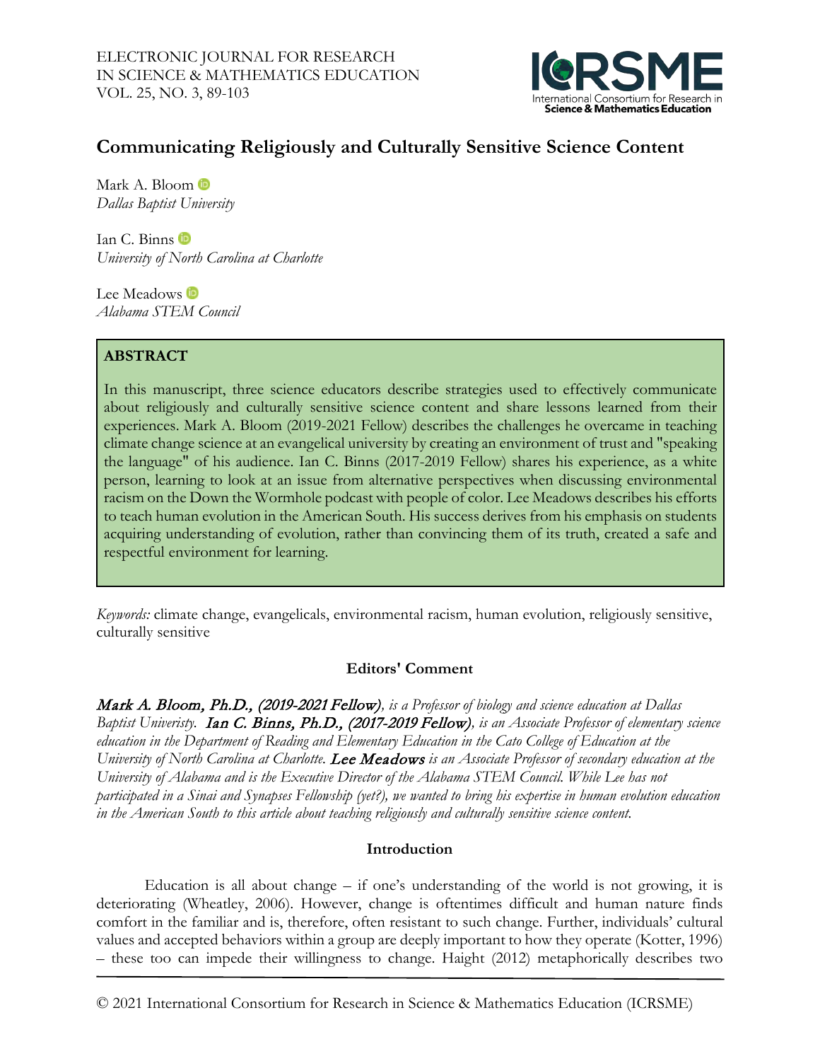# Communicating Religiously and Culturally Sensitive Science Content

Mark A. Bloom
*Dallas Baptist University*

Ian C. Binns
*University of North Carolina at Charlotte*

Lee Meadows
*Alabama STEM Council*

## ABSTRACT

In this manuscript, three science educators describe strategies used to effectively communicate about religiously and culturally sensitive science content and share lessons learned from their experiences. Mark A. Bloom (2019-2021 Fellow) describes the challenges he overcame in teaching climate change science at an evangelical university by creating an environment of trust and "speaking the language" of his audience. Ian C. Binns (2017-2019 Fellow) shares his experience, as a white person, learning to look at an issue from alternative perspectives when discussing environmental racism on the Down the Wormhole podcast with people of color. Lee Meadows describes his efforts to teach human evolution in the American South. His success derives from his emphasis on students acquiring understanding of evolution, rather than convincing them of its truth, created a safe and respectful environment for learning.

*Keywords:* climate change, evangelicals, environmental racism, human evolution, religiously sensitive, culturally sensitive

### Editors' Comment

***Mark A. Bloom, Ph.D., (2019-2021 Fellow)****, is a Professor of biology and science education at Dallas Baptist Univeristy.* ***Ian C. Binns, Ph.D., (2017-2019 Fellow)****, is an Associate Professor of elementary science education in the Department of Reading and Elementary Education in the Cato College of Education at the University of North Carolina at Charlotte.* ***Lee Meadows*** *is an Associate Professor of secondary education at the University of Alabama and is the Executive Director of the Alabama STEM Council. While Lee has not participated in a Sinai and Synapses Fellowship (yet?), we wanted to bring his expertise in human evolution education in the American South to this article about teaching religiously and culturally sensitive science content.*

### Introduction

Education is all about change – if one's understanding of the world is not growing, it is deteriorating (Wheatley, 2006). However, change is oftentimes difficult and human nature finds comfort in the familiar and is, therefore, often resistant to such change. Further, individuals' cultural values and accepted behaviors within a group are deeply important to how they operate (Kotter, 1996) – these too can impede their willingness to change. Haight (2012) metaphorically describes two

© 2021 International Consortium for Research in Science & Mathematics Education (ICRSME)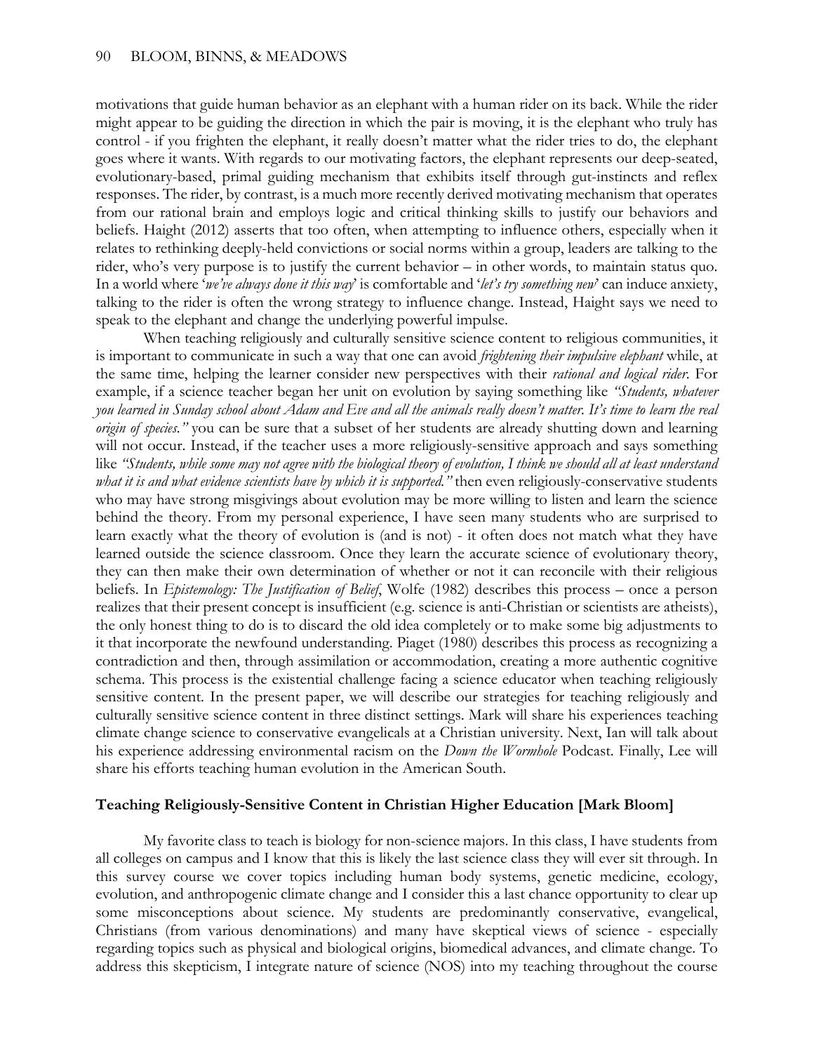motivations that guide human behavior as an elephant with a human rider on its back. While the rider might appear to be guiding the direction in which the pair is moving, it is the elephant who truly has control - if you frighten the elephant, it really doesn't matter what the rider tries to do, the elephant goes where it wants. With regards to our motivating factors, the elephant represents our deep-seated, evolutionary-based, primal guiding mechanism that exhibits itself through gut-instincts and reflex responses. The rider, by contrast, is a much more recently derived motivating mechanism that operates from our rational brain and employs logic and critical thinking skills to justify our behaviors and beliefs. Haight (2012) asserts that too often, when attempting to influence others, especially when it relates to rethinking deeply-held convictions or social norms within a group, leaders are talking to the rider, who's very purpose is to justify the current behavior – in other words, to maintain status quo. In a world where '*we've always done it this way*' is comfortable and '*let's try something new*' can induce anxiety, talking to the rider is often the wrong strategy to influence change. Instead, Haight says we need to speak to the elephant and change the underlying powerful impulse.

When teaching religiously and culturally sensitive science content to religious communities, it is important to communicate in such a way that one can avoid *frightening their impulsive elephant* while, at the same time, helping the learner consider new perspectives with their *rational and logical rider*. For example, if a science teacher began her unit on evolution by saying something like *"Students, whatever you learned in Sunday school about Adam and Eve and all the animals really doesn't matter. It's time to learn the real origin of species."* you can be sure that a subset of her students are already shutting down and learning will not occur. Instead, if the teacher uses a more religiously-sensitive approach and says something like *"Students, while some may not agree with the biological theory of evolution, I think we should all at least understand what it is and what evidence scientists have by which it is supported."* then even religiously-conservative students who may have strong misgivings about evolution may be more willing to listen and learn the science behind the theory. From my personal experience, I have seen many students who are surprised to learn exactly what the theory of evolution is (and is not) - it often does not match what they have learned outside the science classroom. Once they learn the accurate science of evolutionary theory, they can then make their own determination of whether or not it can reconcile with their religious beliefs. In *Epistemology: The Justification of Belief*, Wolfe (1982) describes this process – once a person realizes that their present concept is insufficient (e.g. science is anti-Christian or scientists are atheists), the only honest thing to do is to discard the old idea completely or to make some big adjustments to it that incorporate the newfound understanding. Piaget (1980) describes this process as recognizing a contradiction and then, through assimilation or accommodation, creating a more authentic cognitive schema. This process is the existential challenge facing a science educator when teaching religiously sensitive content. In the present paper, we will describe our strategies for teaching religiously and culturally sensitive science content in three distinct settings. Mark will share his experiences teaching climate change science to conservative evangelicals at a Christian university. Next, Ian will talk about his experience addressing environmental racism on the *Down the Wormhole* Podcast. Finally, Lee will share his efforts teaching human evolution in the American South.

## Teaching Religiously-Sensitive Content in Christian Higher Education [Mark Bloom]

My favorite class to teach is biology for non-science majors. In this class, I have students from all colleges on campus and I know that this is likely the last science class they will ever sit through. In this survey course we cover topics including human body systems, genetic medicine, ecology, evolution, and anthropogenic climate change and I consider this a last chance opportunity to clear up some misconceptions about science. My students are predominantly conservative, evangelical, Christians (from various denominations) and many have skeptical views of science - especially regarding topics such as physical and biological origins, biomedical advances, and climate change. To address this skepticism, I integrate nature of science (NOS) into my teaching throughout the course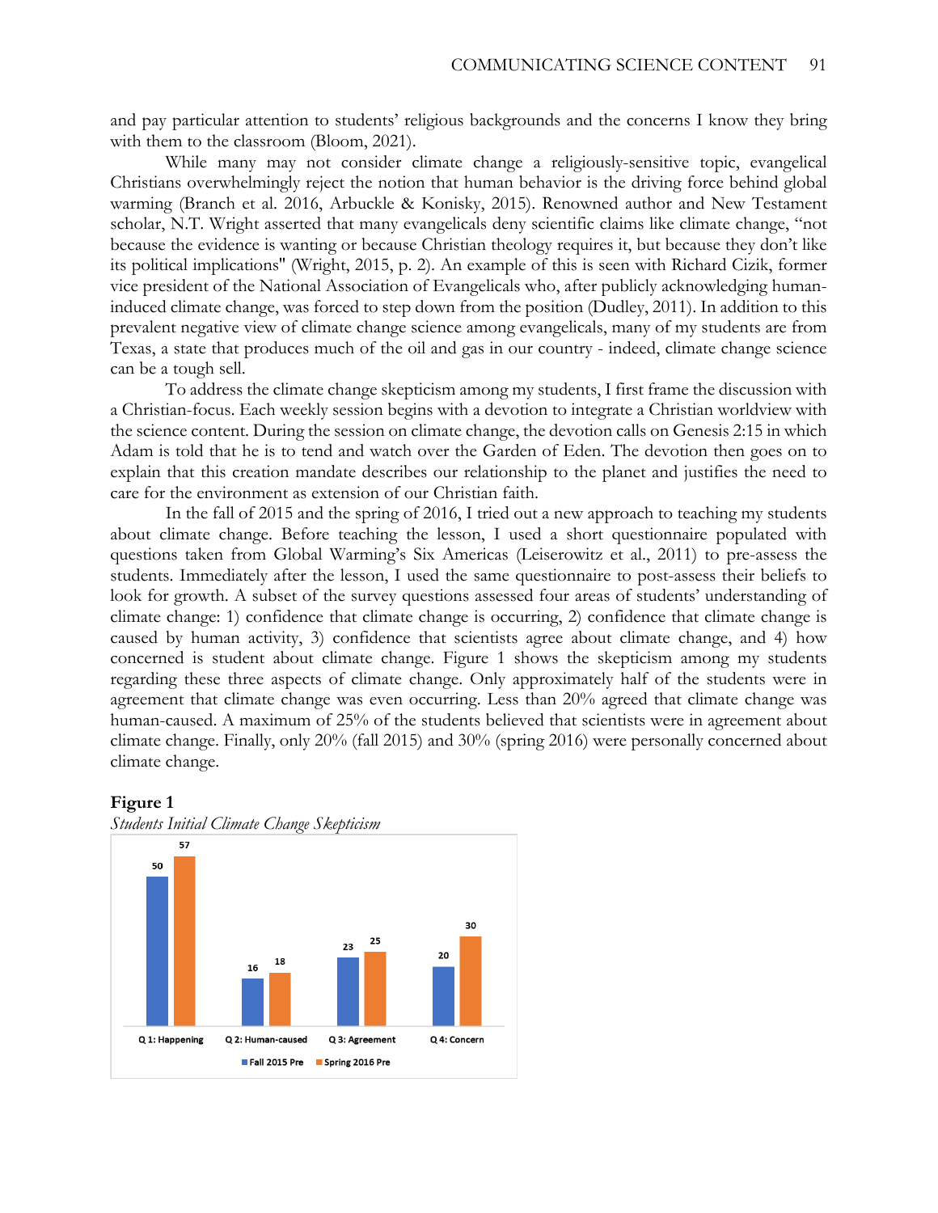and pay particular attention to students' religious backgrounds and the concerns I know they bring with them to the classroom (Bloom, 2021).

While many may not consider climate change a religiously-sensitive topic, evangelical Christians overwhelmingly reject the notion that human behavior is the driving force behind global warming (Branch et al. 2016, Arbuckle & Konisky, 2015). Renowned author and New Testament scholar, N.T. Wright asserted that many evangelicals deny scientific claims like climate change, "not because the evidence is wanting or because Christian theology requires it, but because they don't like its political implications" (Wright, 2015, p. 2). An example of this is seen with Richard Cizik, former vice president of the National Association of Evangelicals who, after publicly acknowledging human-induced climate change, was forced to step down from the position (Dudley, 2011). In addition to this prevalent negative view of climate change science among evangelicals, many of my students are from Texas, a state that produces much of the oil and gas in our country - indeed, climate change science can be a tough sell.

To address the climate change skepticism among my students, I first frame the discussion with a Christian-focus. Each weekly session begins with a devotion to integrate a Christian worldview with the science content. During the session on climate change, the devotion calls on Genesis 2:15 in which Adam is told that he is to tend and watch over the Garden of Eden. The devotion then goes on to explain that this creation mandate describes our relationship to the planet and justifies the need to care for the environment as extension of our Christian faith.

In the fall of 2015 and the spring of 2016, I tried out a new approach to teaching my students about climate change. Before teaching the lesson, I used a short questionnaire populated with questions taken from Global Warming's Six Americas (Leiserowitz et al., 2011) to pre-assess the students. Immediately after the lesson, I used the same questionnaire to post-assess their beliefs to look for growth. A subset of the survey questions assessed four areas of students' understanding of climate change: 1) confidence that climate change is occurring, 2) confidence that climate change is caused by human activity, 3) confidence that scientists agree about climate change, and 4) how concerned is student about climate change. Figure 1 shows the skepticism among my students regarding these three aspects of climate change. Only approximately half of the students were in agreement that climate change was even occurring. Less than 20% agreed that climate change was human-caused. A maximum of 25% of the students believed that scientists were in agreement about climate change. Finally, only 20% (fall 2015) and 30% (spring 2016) were personally concerned about climate change.

**Figure 1**

*Students Initial Climate Change Skepticism*

| | Q 1: Happening | Q 2: Human-caused | Q 3: Agreement | Q 4: Concern |
|---|---|---|---|---|
| Fall 2015 Pre | 50 | 16 | 23 | 20 |
| Spring 2016 Pre | 57 | 18 | 25 | 30 |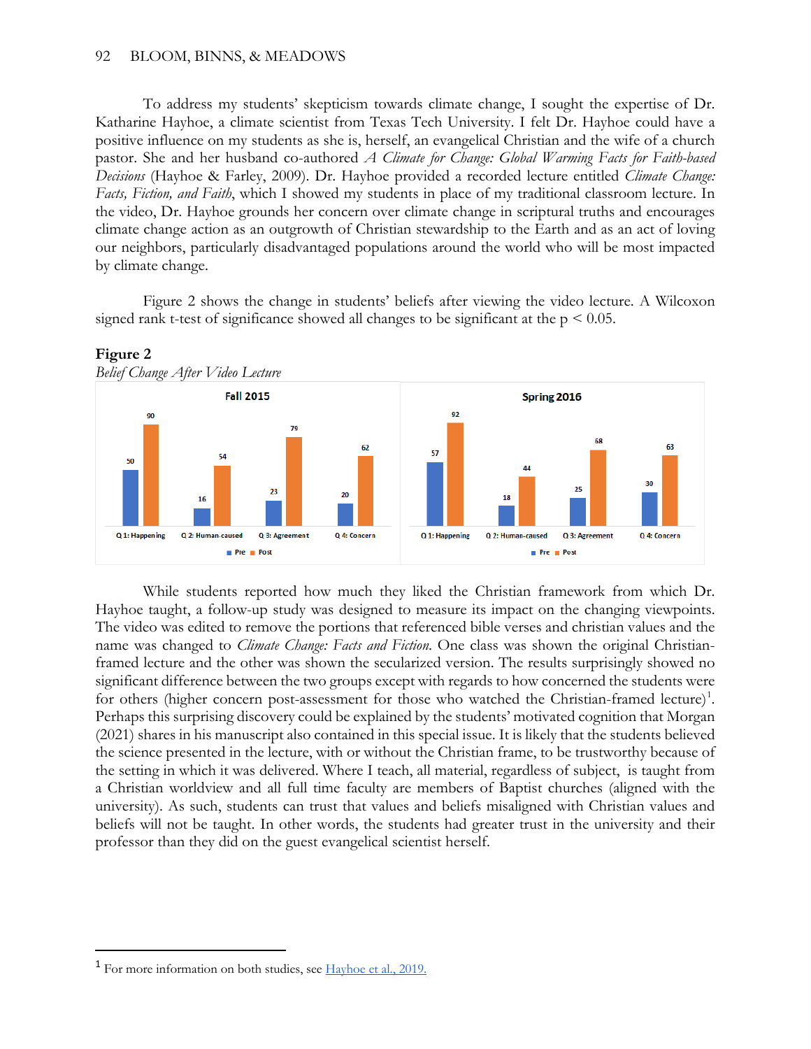To address my students' skepticism towards climate change, I sought the expertise of Dr. Katharine Hayhoe, a climate scientist from Texas Tech University. I felt Dr. Hayhoe could have a positive influence on my students as she is, herself, an evangelical Christian and the wife of a church pastor. She and her husband co-authored *A Climate for Change: Global Warming Facts for Faith-based Decisions* (Hayhoe & Farley, 2009). Dr. Hayhoe provided a recorded lecture entitled *Climate Change: Facts, Fiction, and Faith*, which I showed my students in place of my traditional classroom lecture. In the video, Dr. Hayhoe grounds her concern over climate change in scriptural truths and encourages climate change action as an outgrowth of Christian stewardship to the Earth and as an act of loving our neighbors, particularly disadvantaged populations around the world who will be most impacted by climate change.

Figure 2 shows the change in students' beliefs after viewing the video lecture. A Wilcoxon signed rank t-test of significance showed all changes to be significant at the $p < 0.05$.

**Figure 2**

*Belief Change After Video Lecture*

**Fall 2015**

| | Q 1: Happening | Q 2: Human-caused | Q 3: Agreement | Q 4: Concern |
|---|---|---|---|---|
| Pre | 50 | 16 | 23 | 20 |
| Post | 90 | 54 | 79 | 62 |

**Spring 2016**

| | Q 1: Happening | Q 2: Human-caused | Q 3: Agreement | Q 4: Concern |
|---|---|---|---|---|
| Pre | 57 | 18 | 25 | 30 |
| Post | 92 | 44 | 68 | 63 |

While students reported how much they liked the Christian framework from which Dr. Hayhoe taught, a follow-up study was designed to measure its impact on the changing viewpoints. The video was edited to remove the portions that referenced bible verses and christian values and the name was changed to *Climate Change: Facts and Fiction*. One class was shown the original Christian-framed lecture and the other was shown the secularized version. The results surprisingly showed no significant difference between the two groups except with regards to how concerned the students were for others (higher concern post-assessment for those who watched the Christian-framed lecture)[1]. Perhaps this surprising discovery could be explained by the students' motivated cognition that Morgan (2021) shares in his manuscript also contained in this special issue. It is likely that the students believed the science presented in the lecture, with or without the Christian frame, to be trustworthy because of the setting in which it was delivered. Where I teach, all material, regardless of subject, is taught from a Christian worldview and all full time faculty are members of Baptist churches (aligned with the university). As such, students can trust that values and beliefs misaligned with Christian values and beliefs will not be taught. In other words, the students had greater trust in the university and their professor than they did on the guest evangelical scientist herself.

---

[1] For more information on both studies, see Hayhoe et al., 2019.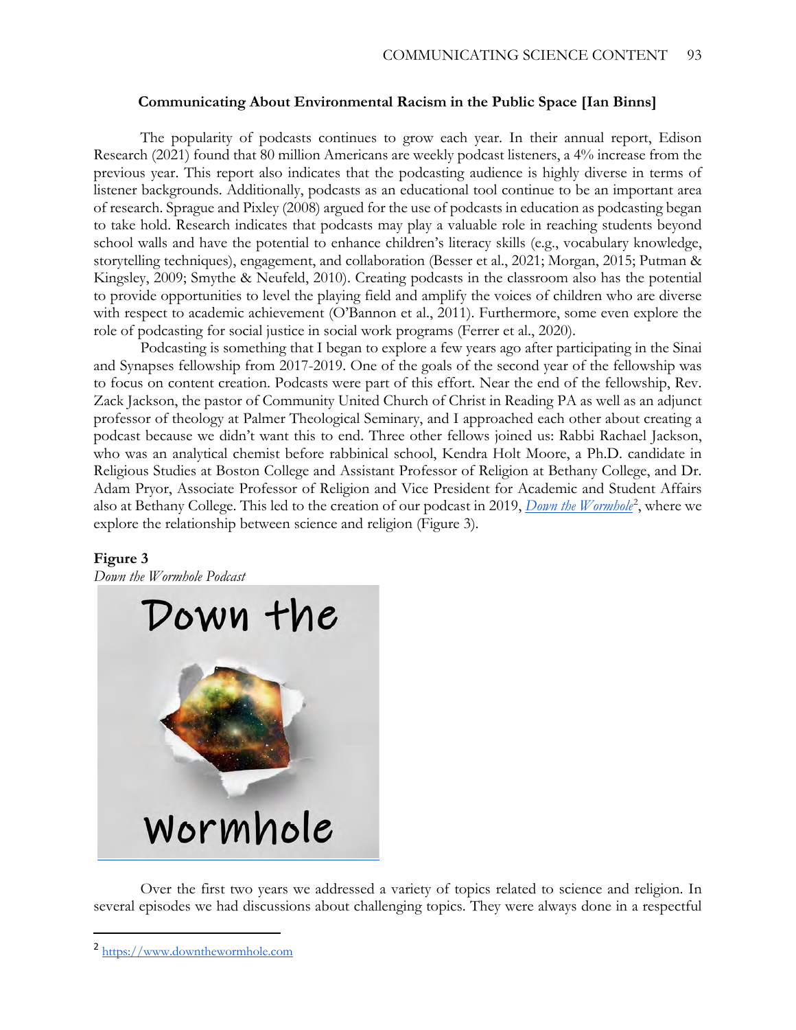### Communicating About Environmental Racism in the Public Space [Ian Binns]

The popularity of podcasts continues to grow each year. In their annual report, Edison Research (2021) found that 80 million Americans are weekly podcast listeners, a 4% increase from the previous year. This report also indicates that the podcasting audience is highly diverse in terms of listener backgrounds. Additionally, podcasts as an educational tool continue to be an important area of research. Sprague and Pixley (2008) argued for the use of podcasts in education as podcasting began to take hold. Research indicates that podcasts may play a valuable role in reaching students beyond school walls and have the potential to enhance children's literacy skills (e.g., vocabulary knowledge, storytelling techniques), engagement, and collaboration (Besser et al., 2021; Morgan, 2015; Putman & Kingsley, 2009; Smythe & Neufeld, 2010). Creating podcasts in the classroom also has the potential to provide opportunities to level the playing field and amplify the voices of children who are diverse with respect to academic achievement (O'Bannon et al., 2011). Furthermore, some even explore the role of podcasting for social justice in social work programs (Ferrer et al., 2020).

Podcasting is something that I began to explore a few years ago after participating in the Sinai and Synapses fellowship from 2017-2019. One of the goals of the second year of the fellowship was to focus on content creation. Podcasts were part of this effort. Near the end of the fellowship, Rev. Zack Jackson, the pastor of Community United Church of Christ in Reading PA as well as an adjunct professor of theology at Palmer Theological Seminary, and I approached each other about creating a podcast because we didn't want this to end. Three other fellows joined us: Rabbi Rachael Jackson, who was an analytical chemist before rabbinical school, Kendra Holt Moore, a Ph.D. candidate in Religious Studies at Boston College and Assistant Professor of Religion at Bethany College, and Dr. Adam Pryor, Associate Professor of Religion and Vice President for Academic and Student Affairs also at Bethany College. This led to the creation of our podcast in 2019, *Down the Wormhole*[2], where we explore the relationship between science and religion (Figure 3).

**Figure 3**

*Down the Wormhole Podcast*

Over the first two years we addressed a variety of topics related to science and religion. In several episodes we had discussions about challenging topics. They were always done in a respectful

[2] https://www.downthewormhole.com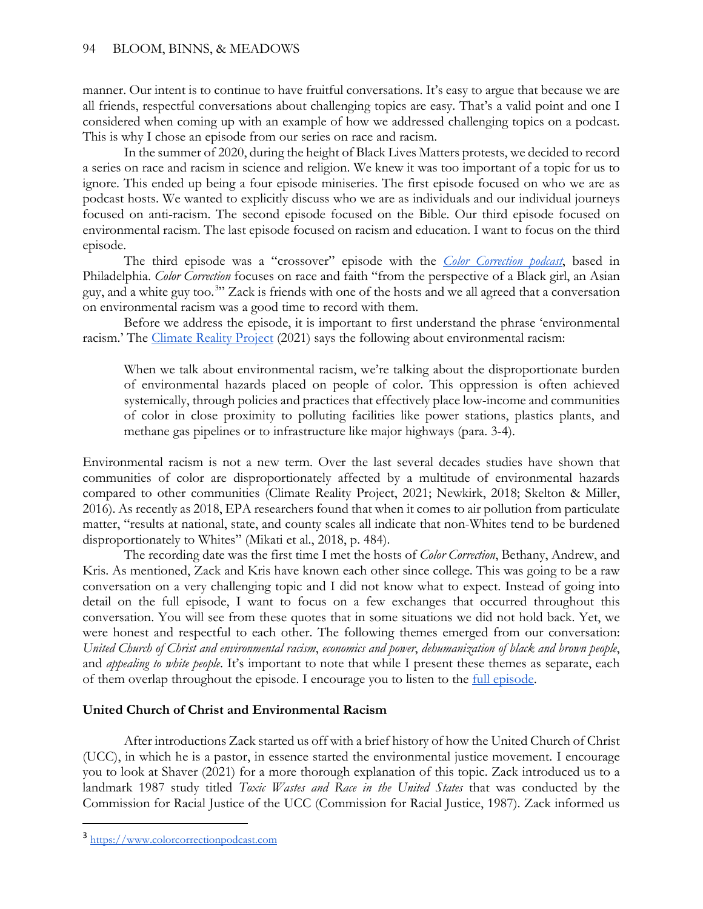manner. Our intent is to continue to have fruitful conversations. It's easy to argue that because we are all friends, respectful conversations about challenging topics are easy. That's a valid point and one I considered when coming up with an example of how we addressed challenging topics on a podcast. This is why I chose an episode from our series on race and racism.

In the summer of 2020, during the height of Black Lives Matters protests, we decided to record a series on race and racism in science and religion. We knew it was too important of a topic for us to ignore. This ended up being a four episode miniseries. The first episode focused on who we are as podcast hosts. We wanted to explicitly discuss who we are as individuals and our individual journeys focused on anti-racism. The second episode focused on the Bible. Our third episode focused on environmental racism. The last episode focused on racism and education. I want to focus on the third episode.

The third episode was a "crossover" episode with the [*Color Correction podcast*](https://www.colorcorrectionpodcast.com), based in Philadelphia. *Color Correction* focuses on race and faith "from the perspective of a Black girl, an Asian guy, and a white guy too.[3]" Zack is friends with one of the hosts and we all agreed that a conversation on environmental racism was a good time to record with them.

Before we address the episode, it is important to first understand the phrase 'environmental racism.' The [Climate Reality Project](#) (2021) says the following about environmental racism:

> When we talk about environmental racism, we're talking about the disproportionate burden of environmental hazards placed on people of color. This oppression is often achieved systemically, through policies and practices that effectively place low-income and communities of color in close proximity to polluting facilities like power stations, plastics plants, and methane gas pipelines or to infrastructure like major highways (para. 3-4).

Environmental racism is not a new term. Over the last several decades studies have shown that communities of color are disproportionately affected by a multitude of environmental hazards compared to other communities (Climate Reality Project, 2021; Newkirk, 2018; Skelton & Miller, 2016). As recently as 2018, EPA researchers found that when it comes to air pollution from particulate matter, "results at national, state, and county scales all indicate that non-Whites tend to be burdened disproportionately to Whites" (Mikati et al., 2018, p. 484).

The recording date was the first time I met the hosts of *Color Correction*, Bethany, Andrew, and Kris. As mentioned, Zack and Kris have known each other since college. This was going to be a raw conversation on a very challenging topic and I did not know what to expect. Instead of going into detail on the full episode, I want to focus on a few exchanges that occurred throughout this conversation. You will see from these quotes that in some situations we did not hold back. Yet, we were honest and respectful to each other. The following themes emerged from our conversation: *United Church of Christ and environmental racism*, *economics and power*, *dehumanization of black and brown people*, and *appealing to white people*. It's important to note that while I present these themes as separate, each of them overlap throughout the episode. I encourage you to listen to the [full episode](#).

### United Church of Christ and Environmental Racism

After introductions Zack started us off with a brief history of how the United Church of Christ (UCC), in which he is a pastor, in essence started the environmental justice movement. I encourage you to look at Shaver (2021) for a more thorough explanation of this topic. Zack introduced us to a landmark 1987 study titled *Toxic Wastes and Race in the United States* that was conducted by the Commission for Racial Justice of the UCC (Commission for Racial Justice, 1987). Zack informed us

---

[3] https://www.colorcorrectionpodcast.com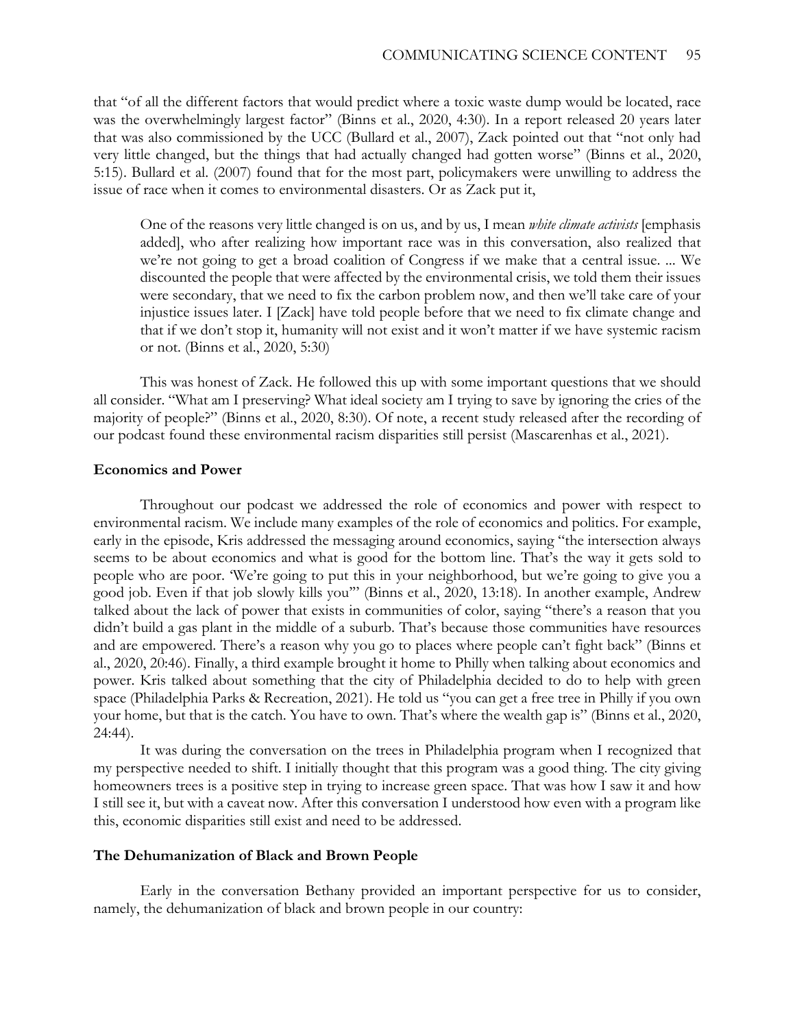that "of all the different factors that would predict where a toxic waste dump would be located, race was the overwhelmingly largest factor" (Binns et al., 2020, 4:30). In a report released 20 years later that was also commissioned by the UCC (Bullard et al., 2007), Zack pointed out that "not only had very little changed, but the things that had actually changed had gotten worse" (Binns et al., 2020, 5:15). Bullard et al. (2007) found that for the most part, policymakers were unwilling to address the issue of race when it comes to environmental disasters. Or as Zack put it,

> One of the reasons very little changed is on us, and by us, I mean *white climate activists* [emphasis added], who after realizing how important race was in this conversation, also realized that we're not going to get a broad coalition of Congress if we make that a central issue. ... We discounted the people that were affected by the environmental crisis, we told them their issues were secondary, that we need to fix the carbon problem now, and then we'll take care of your injustice issues later. I [Zack] have told people before that we need to fix climate change and that if we don't stop it, humanity will not exist and it won't matter if we have systemic racism or not. (Binns et al., 2020, 5:30)

This was honest of Zack. He followed this up with some important questions that we should all consider. "What am I preserving? What ideal society am I trying to save by ignoring the cries of the majority of people?" (Binns et al., 2020, 8:30). Of note, a recent study released after the recording of our podcast found these environmental racism disparities still persist (Mascarenhas et al., 2021).

## Economics and Power

Throughout our podcast we addressed the role of economics and power with respect to environmental racism. We include many examples of the role of economics and politics. For example, early in the episode, Kris addressed the messaging around economics, saying "the intersection always seems to be about economics and what is good for the bottom line. That's the way it gets sold to people who are poor. 'We're going to put this in your neighborhood, but we're going to give you a good job. Even if that job slowly kills you'" (Binns et al., 2020, 13:18). In another example, Andrew talked about the lack of power that exists in communities of color, saying "there's a reason that you didn't build a gas plant in the middle of a suburb. That's because those communities have resources and are empowered. There's a reason why you go to places where people can't fight back" (Binns et al., 2020, 20:46). Finally, a third example brought it home to Philly when talking about economics and power. Kris talked about something that the city of Philadelphia decided to do to help with green space (Philadelphia Parks & Recreation, 2021). He told us "you can get a free tree in Philly if you own your home, but that is the catch. You have to own. That's where the wealth gap is" (Binns et al., 2020, 24:44).

It was during the conversation on the trees in Philadelphia program when I recognized that my perspective needed to shift. I initially thought that this program was a good thing. The city giving homeowners trees is a positive step in trying to increase green space. That was how I saw it and how I still see it, but with a caveat now. After this conversation I understood how even with a program like this, economic disparities still exist and need to be addressed.

## The Dehumanization of Black and Brown People

Early in the conversation Bethany provided an important perspective for us to consider, namely, the dehumanization of black and brown people in our country: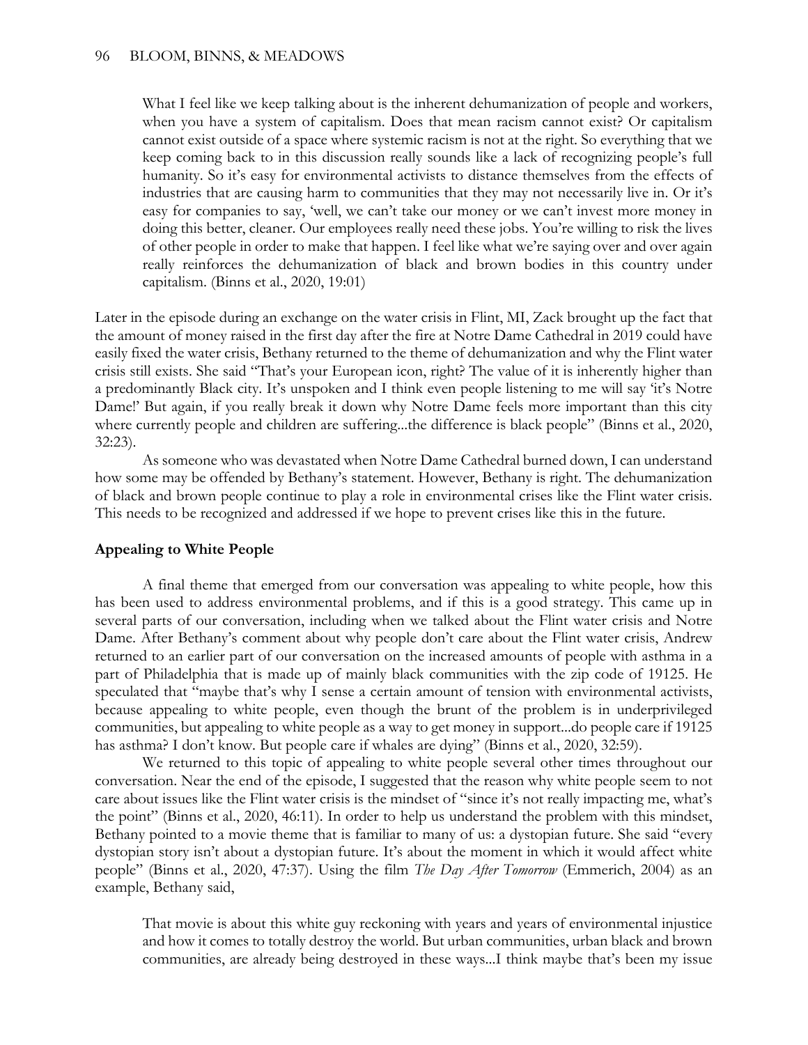> What I feel like we keep talking about is the inherent dehumanization of people and workers, when you have a system of capitalism. Does that mean racism cannot exist? Or capitalism cannot exist outside of a space where systemic racism is not at the right. So everything that we keep coming back to in this discussion really sounds like a lack of recognizing people's full humanity. So it's easy for environmental activists to distance themselves from the effects of industries that are causing harm to communities that they may not necessarily live in. Or it's easy for companies to say, 'well, we can't take our money or we can't invest more money in doing this better, cleaner. Our employees really need these jobs. You're willing to risk the lives of other people in order to make that happen. I feel like what we're saying over and over again really reinforces the dehumanization of black and brown bodies in this country under capitalism. (Binns et al., 2020, 19:01)

Later in the episode during an exchange on the water crisis in Flint, MI, Zack brought up the fact that the amount of money raised in the first day after the fire at Notre Dame Cathedral in 2019 could have easily fixed the water crisis, Bethany returned to the theme of dehumanization and why the Flint water crisis still exists. She said "That's your European icon, right? The value of it is inherently higher than a predominantly Black city. It's unspoken and I think even people listening to me will say 'it's Notre Dame!' But again, if you really break it down why Notre Dame feels more important than this city where currently people and children are suffering...the difference is black people" (Binns et al., 2020, 32:23).

As someone who was devastated when Notre Dame Cathedral burned down, I can understand how some may be offended by Bethany's statement. However, Bethany is right. The dehumanization of black and brown people continue to play a role in environmental crises like the Flint water crisis. This needs to be recognized and addressed if we hope to prevent crises like this in the future.

**Appealing to White People**

A final theme that emerged from our conversation was appealing to white people, how this has been used to address environmental problems, and if this is a good strategy. This came up in several parts of our conversation, including when we talked about the Flint water crisis and Notre Dame. After Bethany's comment about why people don't care about the Flint water crisis, Andrew returned to an earlier part of our conversation on the increased amounts of people with asthma in a part of Philadelphia that is made up of mainly black communities with the zip code of 19125. He speculated that "maybe that's why I sense a certain amount of tension with environmental activists, because appealing to white people, even though the brunt of the problem is in underprivileged communities, but appealing to white people as a way to get money in support...do people care if 19125 has asthma? I don't know. But people care if whales are dying" (Binns et al., 2020, 32:59).

We returned to this topic of appealing to white people several other times throughout our conversation. Near the end of the episode, I suggested that the reason why white people seem to not care about issues like the Flint water crisis is the mindset of "since it's not really impacting me, what's the point" (Binns et al., 2020, 46:11). In order to help us understand the problem with this mindset, Bethany pointed to a movie theme that is familiar to many of us: a dystopian future. She said "every dystopian story isn't about a dystopian future. It's about the moment in which it would affect white people" (Binns et al., 2020, 47:37). Using the film *The Day After Tomorrow* (Emmerich, 2004) as an example, Bethany said,

> That movie is about this white guy reckoning with years and years of environmental injustice and how it comes to totally destroy the world. But urban communities, urban black and brown communities, are already being destroyed in these ways...I think maybe that's been my issue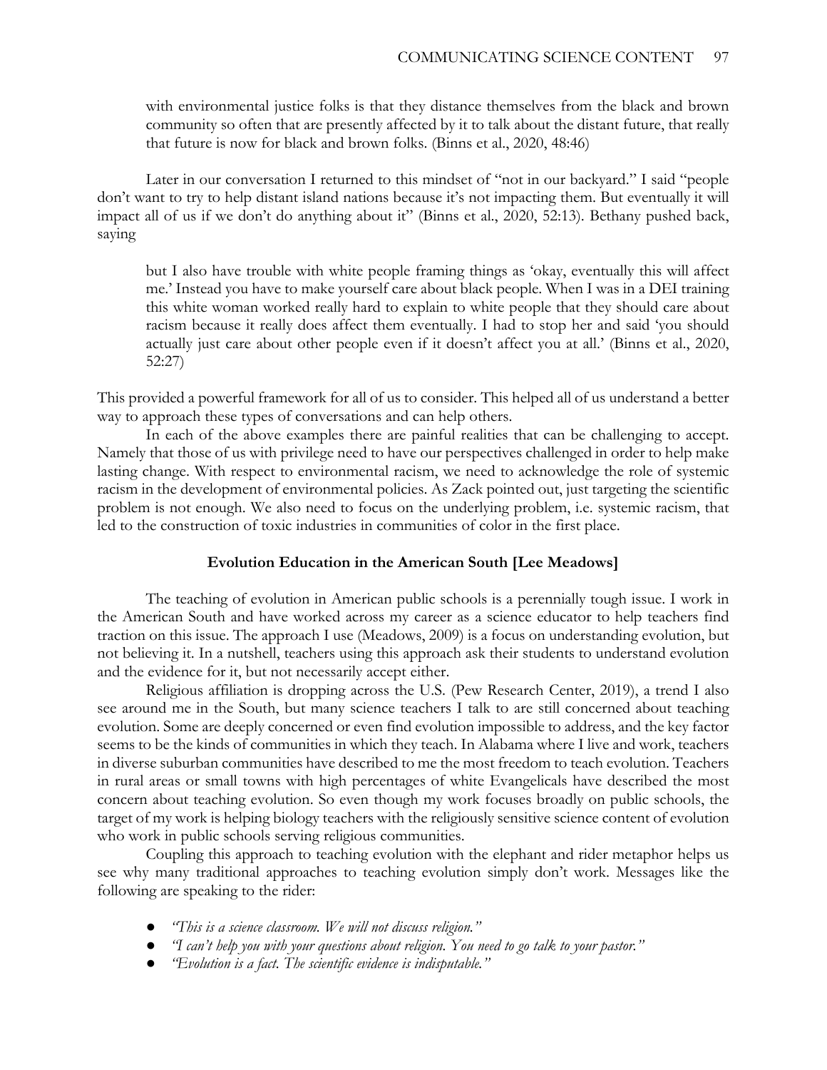> with environmental justice folks is that they distance themselves from the black and brown community so often that are presently affected by it to talk about the distant future, that really that future is now for black and brown folks. (Binns et al., 2020, 48:46)

Later in our conversation I returned to this mindset of "not in our backyard." I said "people don't want to try to help distant island nations because it's not impacting them. But eventually it will impact all of us if we don't do anything about it" (Binns et al., 2020, 52:13). Bethany pushed back, saying

> but I also have trouble with white people framing things as 'okay, eventually this will affect me.' Instead you have to make yourself care about black people. When I was in a DEI training this white woman worked really hard to explain to white people that they should care about racism because it really does affect them eventually. I had to stop her and said 'you should actually just care about other people even if it doesn't affect you at all.' (Binns et al., 2020, 52:27)

This provided a powerful framework for all of us to consider. This helped all of us understand a better way to approach these types of conversations and can help others.

In each of the above examples there are painful realities that can be challenging to accept. Namely that those of us with privilege need to have our perspectives challenged in order to help make lasting change. With respect to environmental racism, we need to acknowledge the role of systemic racism in the development of environmental policies. As Zack pointed out, just targeting the scientific problem is not enough. We also need to focus on the underlying problem, i.e. systemic racism, that led to the construction of toxic industries in communities of color in the first place.

### Evolution Education in the American South [Lee Meadows]

The teaching of evolution in American public schools is a perennially tough issue. I work in the American South and have worked across my career as a science educator to help teachers find traction on this issue. The approach I use (Meadows, 2009) is a focus on understanding evolution, but not believing it. In a nutshell, teachers using this approach ask their students to understand evolution and the evidence for it, but not necessarily accept either.

Religious affiliation is dropping across the U.S. (Pew Research Center, 2019), a trend I also see around me in the South, but many science teachers I talk to are still concerned about teaching evolution. Some are deeply concerned or even find evolution impossible to address, and the key factor seems to be the kinds of communities in which they teach. In Alabama where I live and work, teachers in diverse suburban communities have described to me the most freedom to teach evolution. Teachers in rural areas or small towns with high percentages of white Evangelicals have described the most concern about teaching evolution. So even though my work focuses broadly on public schools, the target of my work is helping biology teachers with the religiously sensitive science content of evolution who work in public schools serving religious communities.

Coupling this approach to teaching evolution with the elephant and rider metaphor helps us see why many traditional approaches to teaching evolution simply don't work. Messages like the following are speaking to the rider:

- *"This is a science classroom. We will not discuss religion."*
- *"I can't help you with your questions about religion. You need to go talk to your pastor."*
- *"Evolution is a fact. The scientific evidence is indisputable."*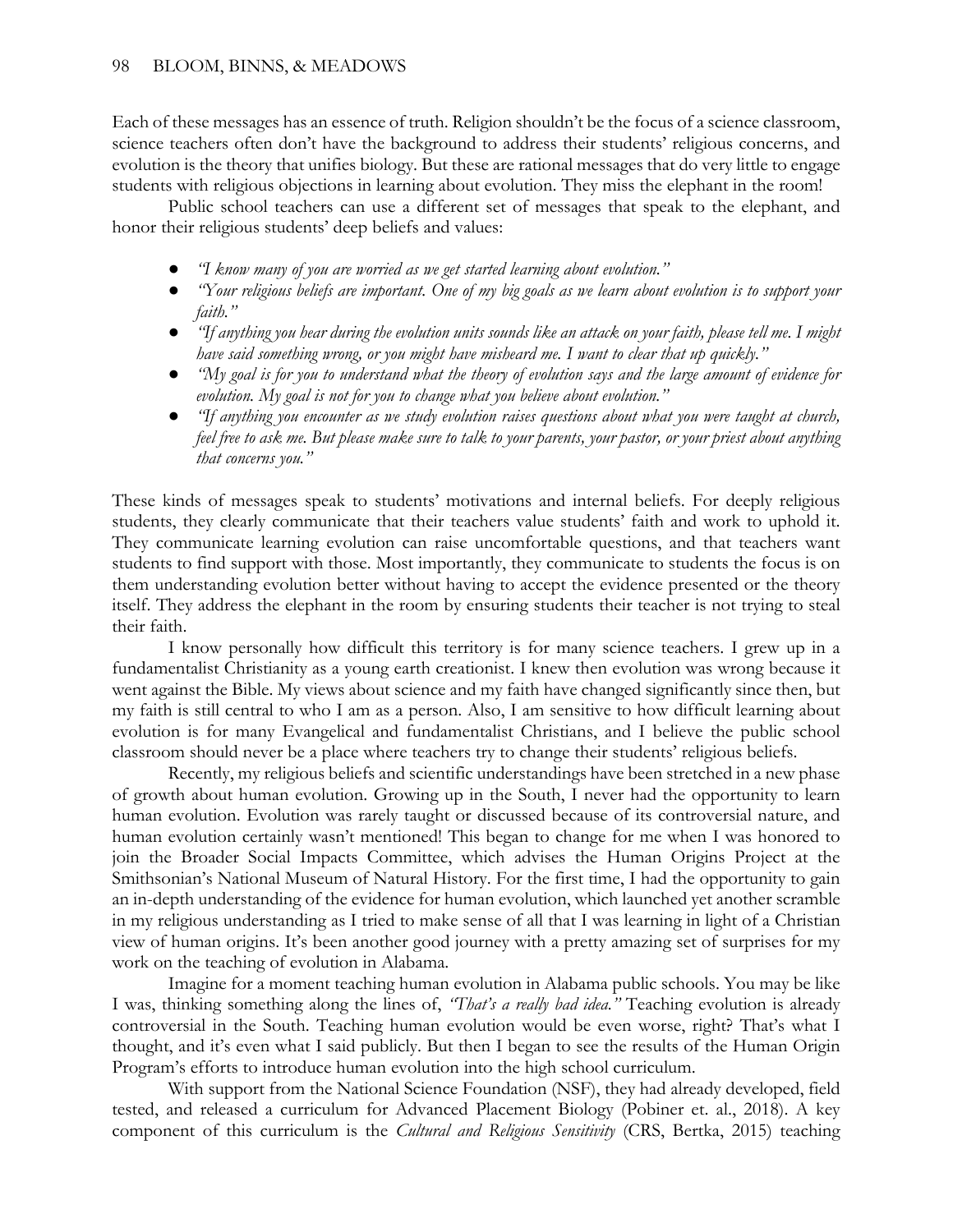Each of these messages has an essence of truth. Religion shouldn't be the focus of a science classroom, science teachers often don't have the background to address their students' religious concerns, and evolution is the theory that unifies biology. But these are rational messages that do very little to engage students with religious objections in learning about evolution. They miss the elephant in the room!

Public school teachers can use a different set of messages that speak to the elephant, and honor their religious students' deep beliefs and values:

- *"I know many of you are worried as we get started learning about evolution."*
- *"Your religious beliefs are important. One of my big goals as we learn about evolution is to support your faith."*
- *"If anything you hear during the evolution units sounds like an attack on your faith, please tell me. I might have said something wrong, or you might have misheard me. I want to clear that up quickly."*
- *"My goal is for you to understand what the theory of evolution says and the large amount of evidence for evolution. My goal is not for you to change what you believe about evolution."*
- *"If anything you encounter as we study evolution raises questions about what you were taught at church, feel free to ask me. But please make sure to talk to your parents, your pastor, or your priest about anything that concerns you."*

These kinds of messages speak to students' motivations and internal beliefs. For deeply religious students, they clearly communicate that their teachers value students' faith and work to uphold it. They communicate learning evolution can raise uncomfortable questions, and that teachers want students to find support with those. Most importantly, they communicate to students the focus is on them understanding evolution better without having to accept the evidence presented or the theory itself. They address the elephant in the room by ensuring students their teacher is not trying to steal their faith.

I know personally how difficult this territory is for many science teachers. I grew up in a fundamentalist Christianity as a young earth creationist. I knew then evolution was wrong because it went against the Bible. My views about science and my faith have changed significantly since then, but my faith is still central to who I am as a person. Also, I am sensitive to how difficult learning about evolution is for many Evangelical and fundamentalist Christians, and I believe the public school classroom should never be a place where teachers try to change their students' religious beliefs.

Recently, my religious beliefs and scientific understandings have been stretched in a new phase of growth about human evolution. Growing up in the South, I never had the opportunity to learn human evolution. Evolution was rarely taught or discussed because of its controversial nature, and human evolution certainly wasn't mentioned! This began to change for me when I was honored to join the Broader Social Impacts Committee, which advises the Human Origins Project at the Smithsonian's National Museum of Natural History. For the first time, I had the opportunity to gain an in-depth understanding of the evidence for human evolution, which launched yet another scramble in my religious understanding as I tried to make sense of all that I was learning in light of a Christian view of human origins. It's been another good journey with a pretty amazing set of surprises for my work on the teaching of evolution in Alabama.

Imagine for a moment teaching human evolution in Alabama public schools. You may be like I was, thinking something along the lines of, *"That's a really bad idea."* Teaching evolution is already controversial in the South. Teaching human evolution would be even worse, right? That's what I thought, and it's even what I said publicly. But then I began to see the results of the Human Origin Program's efforts to introduce human evolution into the high school curriculum.

With support from the National Science Foundation (NSF), they had already developed, field tested, and released a curriculum for Advanced Placement Biology (Pobiner et. al., 2018). A key component of this curriculum is the *Cultural and Religious Sensitivity* (CRS, Bertka, 2015) teaching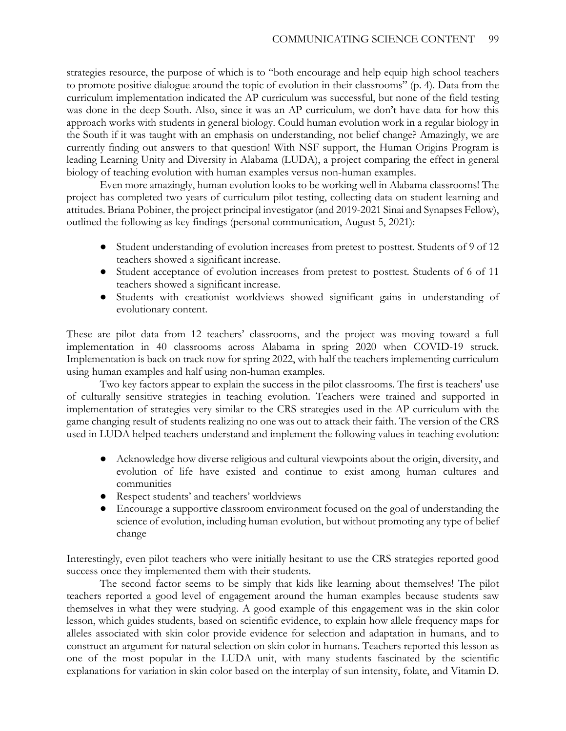strategies resource, the purpose of which is to "both encourage and help equip high school teachers to promote positive dialogue around the topic of evolution in their classrooms" (p. 4). Data from the curriculum implementation indicated the AP curriculum was successful, but none of the field testing was done in the deep South. Also, since it was an AP curriculum, we don't have data for how this approach works with students in general biology. Could human evolution work in a regular biology in the South if it was taught with an emphasis on understanding, not belief change? Amazingly, we are currently finding out answers to that question! With NSF support, the Human Origins Program is leading Learning Unity and Diversity in Alabama (LUDA), a project comparing the effect in general biology of teaching evolution with human examples versus non-human examples.

Even more amazingly, human evolution looks to be working well in Alabama classrooms! The project has completed two years of curriculum pilot testing, collecting data on student learning and attitudes. Briana Pobiner, the project principal investigator (and 2019-2021 Sinai and Synapses Fellow), outlined the following as key findings (personal communication, August 5, 2021):

- Student understanding of evolution increases from pretest to posttest. Students of 9 of 12 teachers showed a significant increase.
- Student acceptance of evolution increases from pretest to posttest. Students of 6 of 11 teachers showed a significant increase.
- Students with creationist worldviews showed significant gains in understanding of evolutionary content.

These are pilot data from 12 teachers' classrooms, and the project was moving toward a full implementation in 40 classrooms across Alabama in spring 2020 when COVID-19 struck. Implementation is back on track now for spring 2022, with half the teachers implementing curriculum using human examples and half using non-human examples.

Two key factors appear to explain the success in the pilot classrooms. The first is teachers' use of culturally sensitive strategies in teaching evolution. Teachers were trained and supported in implementation of strategies very similar to the CRS strategies used in the AP curriculum with the game changing result of students realizing no one was out to attack their faith. The version of the CRS used in LUDA helped teachers understand and implement the following values in teaching evolution:

- Acknowledge how diverse religious and cultural viewpoints about the origin, diversity, and evolution of life have existed and continue to exist among human cultures and communities
- Respect students' and teachers' worldviews
- Encourage a supportive classroom environment focused on the goal of understanding the science of evolution, including human evolution, but without promoting any type of belief change

Interestingly, even pilot teachers who were initially hesitant to use the CRS strategies reported good success once they implemented them with their students.

The second factor seems to be simply that kids like learning about themselves! The pilot teachers reported a good level of engagement around the human examples because students saw themselves in what they were studying. A good example of this engagement was in the skin color lesson, which guides students, based on scientific evidence, to explain how allele frequency maps for alleles associated with skin color provide evidence for selection and adaptation in humans, and to construct an argument for natural selection on skin color in humans. Teachers reported this lesson as one of the most popular in the LUDA unit, with many students fascinated by the scientific explanations for variation in skin color based on the interplay of sun intensity, folate, and Vitamin D.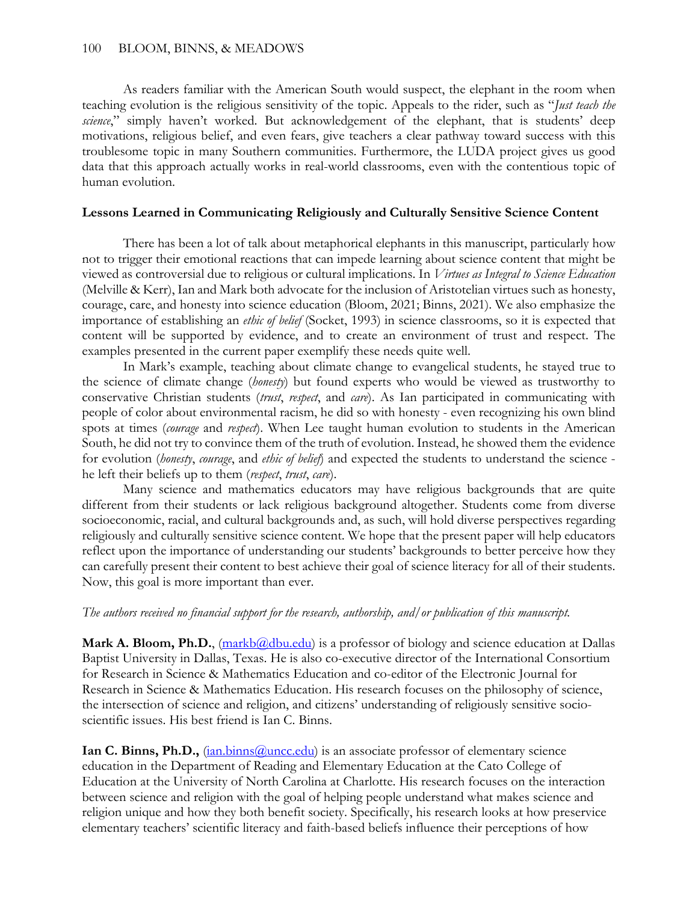As readers familiar with the American South would suspect, the elephant in the room when teaching evolution is the religious sensitivity of the topic. Appeals to the rider, such as "*Just teach the science*," simply haven't worked. But acknowledgement of the elephant, that is students' deep motivations, religious belief, and even fears, give teachers a clear pathway toward success with this troublesome topic in many Southern communities. Furthermore, the LUDA project gives us good data that this approach actually works in real-world classrooms, even with the contentious topic of human evolution.

### Lessons Learned in Communicating Religiously and Culturally Sensitive Science Content

There has been a lot of talk about metaphorical elephants in this manuscript, particularly how not to trigger their emotional reactions that can impede learning about science content that might be viewed as controversial due to religious or cultural implications. In *Virtues as Integral to Science Education* (Melville & Kerr), Ian and Mark both advocate for the inclusion of Aristotelian virtues such as honesty, courage, care, and honesty into science education (Bloom, 2021; Binns, 2021). We also emphasize the importance of establishing an *ethic of belief* (Socket, 1993) in science classrooms, so it is expected that content will be supported by evidence, and to create an environment of trust and respect. The examples presented in the current paper exemplify these needs quite well.

In Mark's example, teaching about climate change to evangelical students, he stayed true to the science of climate change (*honesty*) but found experts who would be viewed as trustworthy to conservative Christian students (*trust*, *respect*, and *care*). As Ian participated in communicating with people of color about environmental racism, he did so with honesty - even recognizing his own blind spots at times (*courage* and *respect*). When Lee taught human evolution to students in the American South, he did not try to convince them of the truth of evolution. Instead, he showed them the evidence for evolution (*honesty*, *courage*, and *ethic of belief*) and expected the students to understand the science - he left their beliefs up to them (*respect*, *trust*, *care*).

Many science and mathematics educators may have religious backgrounds that are quite different from their students or lack religious background altogether. Students come from diverse socioeconomic, racial, and cultural backgrounds and, as such, will hold diverse perspectives regarding religiously and culturally sensitive science content. We hope that the present paper will help educators reflect upon the importance of understanding our students' backgrounds to better perceive how they can carefully present their content to best achieve their goal of science literacy for all of their students. Now, this goal is more important than ever.

*The authors received no financial support for the research, authorship, and/or publication of this manuscript.*

**Mark A. Bloom, Ph.D.**, (markb@dbu.edu) is a professor of biology and science education at Dallas Baptist University in Dallas, Texas. He is also co-executive director of the International Consortium for Research in Science & Mathematics Education and co-editor of the Electronic Journal for Research in Science & Mathematics Education. His research focuses on the philosophy of science, the intersection of science and religion, and citizens' understanding of religiously sensitive socio-scientific issues. His best friend is Ian C. Binns.

**Ian C. Binns, Ph.D.,** (ian.binns@uncc.edu) is an associate professor of elementary science education in the Department of Reading and Elementary Education at the Cato College of Education at the University of North Carolina at Charlotte. His research focuses on the interaction between science and religion with the goal of helping people understand what makes science and religion unique and how they both benefit society. Specifically, his research looks at how preservice elementary teachers' scientific literacy and faith-based beliefs influence their perceptions of how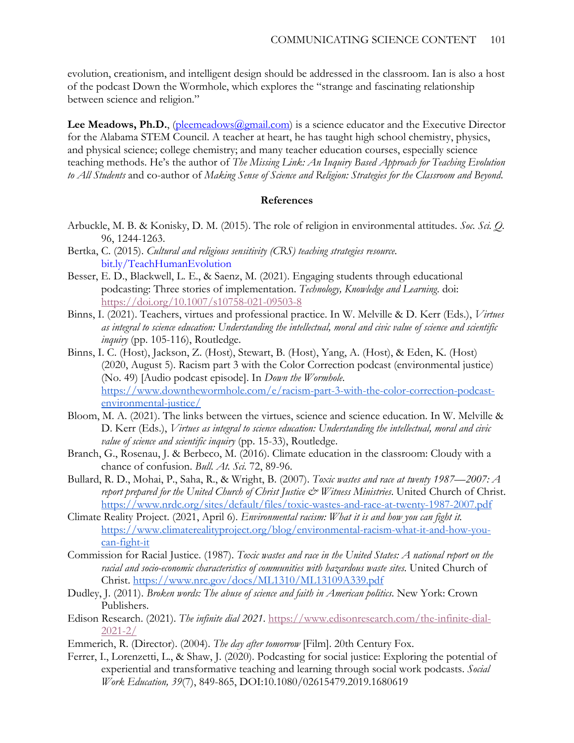evolution, creationism, and intelligent design should be addressed in the classroom. Ian is also a host of the podcast Down the Wormhole, which explores the "strange and fascinating relationship between science and religion."

**Lee Meadows, Ph.D.**, (pleemeadows@gmail.com) is a science educator and the Executive Director for the Alabama STEM Council. A teacher at heart, he has taught high school chemistry, physics, and physical science; college chemistry; and many teacher education courses, especially science teaching methods. He's the author of *The Missing Link: An Inquiry Based Approach for Teaching Evolution to All Students* and co-author of *Making Sense of Science and Religion: Strategies for the Classroom and Beyond.*

## References

Arbuckle, M. B. & Konisky, D. M. (2015). The role of religion in environmental attitudes. *Soc. Sci. Q.* 96, 1244-1263.

Bertka, C. (2015). *Cultural and religious sensitivity (CRS) teaching strategies resource.* bit.ly/TeachHumanEvolution

Besser, E. D., Blackwell, L. E., & Saenz, M. (2021). Engaging students through educational podcasting: Three stories of implementation. *Technology, Knowledge and Learning.* doi: https://doi.org/10.1007/s10758-021-09503-8

Binns, I. (2021). Teachers, virtues and professional practice. In W. Melville & D. Kerr (Eds.), *Virtues as integral to science education: Understanding the intellectual, moral and civic value of science and scientific inquiry* (pp. 105-116), Routledge.

Binns, I. C. (Host), Jackson, Z. (Host), Stewart, B. (Host), Yang, A. (Host), & Eden, K. (Host) (2020, August 5). Racism part 3 with the Color Correction podcast (environmental justice) (No. 49) [Audio podcast episode]. In *Down the Wormhole.* https://www.downthewormhole.com/e/racism-part-3-with-the-color-correction-podcast-environmental-justice/

Bloom, M. A. (2021). The links between the virtues, science and science education. In W. Melville & D. Kerr (Eds.), *Virtues as integral to science education: Understanding the intellectual, moral and civic value of science and scientific inquiry* (pp. 15-33), Routledge.

Branch, G., Rosenau, J. & Berbeco, M. (2016). Climate education in the classroom: Cloudy with a chance of confusion. *Bull. At. Sci.* 72, 89-96.

Bullard, R. D., Mohai, P., Saha, R., & Wright, B. (2007). *Toxic wastes and race at twenty 1987—2007: A report prepared for the United Church of Christ Justice & Witness Ministries*. United Church of Christ. https://www.nrdc.org/sites/default/files/toxic-wastes-and-race-at-twenty-1987-2007.pdf

Climate Reality Project. (2021, April 6). *Environmental racism: What it is and how you can fight it.* https://www.climaterealityproject.org/blog/environmental-racism-what-it-and-how-you-can-fight-it

Commission for Racial Justice. (1987). *Toxic wastes and race in the United States: A national report on the racial and socio-economic characteristics of communities with hazardous waste sites.* United Church of Christ. https://www.nrc.gov/docs/ML1310/ML13109A339.pdf

Dudley, J. (2011). *Broken words: The abuse of science and faith in American politics*. New York: Crown Publishers.

Edison Research. (2021). *The infinite dial 2021*. https://www.edisonresearch.com/the-infinite-dial-2021-2/

Emmerich, R. (Director). (2004). *The day after tomorrow* [Film]. 20th Century Fox.

Ferrer, I., Lorenzetti, L., & Shaw, J. (2020). Podcasting for social justice: Exploring the potential of experiential and transformative teaching and learning through social work podcasts. *Social Work Education, 39*(7), 849-865, DOI:10.1080/02615479.2019.1680619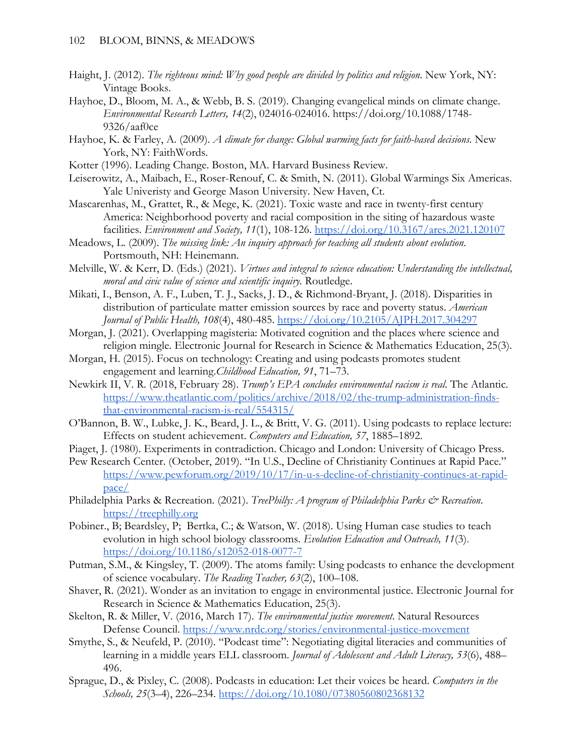Haight, J. (2012). *The righteous mind: Why good people are divided by politics and religion*. New York, NY: Vintage Books.

Hayhoe, D., Bloom, M. A., & Webb, B. S. (2019). Changing evangelical minds on climate change. *Environmental Research Letters, 14*(2), 024016-024016. https://doi.org/10.1088/1748-9326/aaf0ce

Hayhoe, K. & Farley, A. (2009). *A climate for change: Global warming facts for faith-based decisions*. New York, NY: FaithWords.

Kotter (1996). Leading Change. Boston, MA. Harvard Business Review.

Leiserowitz, A., Maibach, E., Roser-Renouf, C. & Smith, N. (2011). Global Warmings Six Americas. Yale Univeristy and George Mason University. New Haven, Ct.

Mascarenhas, M., Grattet, R., & Mege, K. (2021). Toxic waste and race in twenty-first century America: Neighborhood poverty and racial composition in the siting of hazardous waste facilities. *Environment and Society, 11*(1), 108-126. https://doi.org/10.3167/ares.2021.120107

Meadows, L. (2009). *The missing link: An inquiry approach for teaching all students about evolution*. Portsmouth, NH: Heinemann.

Melville, W. & Kerr, D. (Eds.) (2021). *Virtues and integral to science education: Understanding the intellectual, moral and civic value of science and scientific inquiry.* Routledge.

Mikati, I., Benson, A. F., Luben, T. J., Sacks, J. D., & Richmond-Bryant, J. (2018). Disparities in distribution of particulate matter emission sources by race and poverty status. *American Journal of Public Health, 108*(4), 480-485. https://doi.org/10.2105/AJPH.2017.304297

Morgan, J. (2021). Overlapping magisteria: Motivated cognition and the places where science and religion mingle. Electronic Journal for Research in Science & Mathematics Education, 25(3).

Morgan, H. (2015). Focus on technology: Creating and using podcasts promotes student engagement and learning.*Childhood Education, 91*, 71–73.

Newkirk II, V. R. (2018, February 28). *Trump's EPA concludes environmental racism is real*. The Atlantic. https://www.theatlantic.com/politics/archive/2018/02/the-trump-administration-finds-that-environmental-racism-is-real/554315/

O'Bannon, B. W., Lubke, J. K., Beard, J. L., & Britt, V. G. (2011). Using podcasts to replace lecture: Effects on student achievement. *Computers and Education, 57*, 1885–1892.

Piaget, J. (1980). Experiments in contradiction. Chicago and London: University of Chicago Press.

Pew Research Center. (October, 2019). "In U.S., Decline of Christianity Continues at Rapid Pace." https://www.pewforum.org/2019/10/17/in-u-s-decline-of-christianity-continues-at-rapid-pace/

Philadelphia Parks & Recreation. (2021). *TreePhilly: A program of Philadelphia Parks & Recreation*. https://treephilly.org

Pobiner., B; Beardsley, P; Bertka, C.; & Watson, W. (2018). Using Human case studies to teach evolution in high school biology classrooms. *Evolution Education and Outreach, 11*(3). https://doi.org/10.1186/s12052-018-0077-7

Putman, S.M., & Kingsley, T. (2009). The atoms family: Using podcasts to enhance the development of science vocabulary. *The Reading Teacher, 63*(2), 100–108.

Shaver, R. (2021). Wonder as an invitation to engage in environmental justice. Electronic Journal for Research in Science & Mathematics Education, 25(3).

Skelton, R. & Miller, V. (2016, March 17). *The environmental justice movement*. Natural Resources Defense Council. https://www.nrdc.org/stories/environmental-justice-movement

Smythe, S., & Neufeld, P. (2010). "Podcast time": Negotiating digital literacies and communities of learning in a middle years ELL classroom. *Journal of Adolescent and Adult Literacy, 53*(6), 488–496.

Sprague, D., & Pixley, C. (2008). Podcasts in education: Let their voices be heard. *Computers in the Schools, 25*(3–4), 226–234. https://doi.org/10.1080/07380560802368132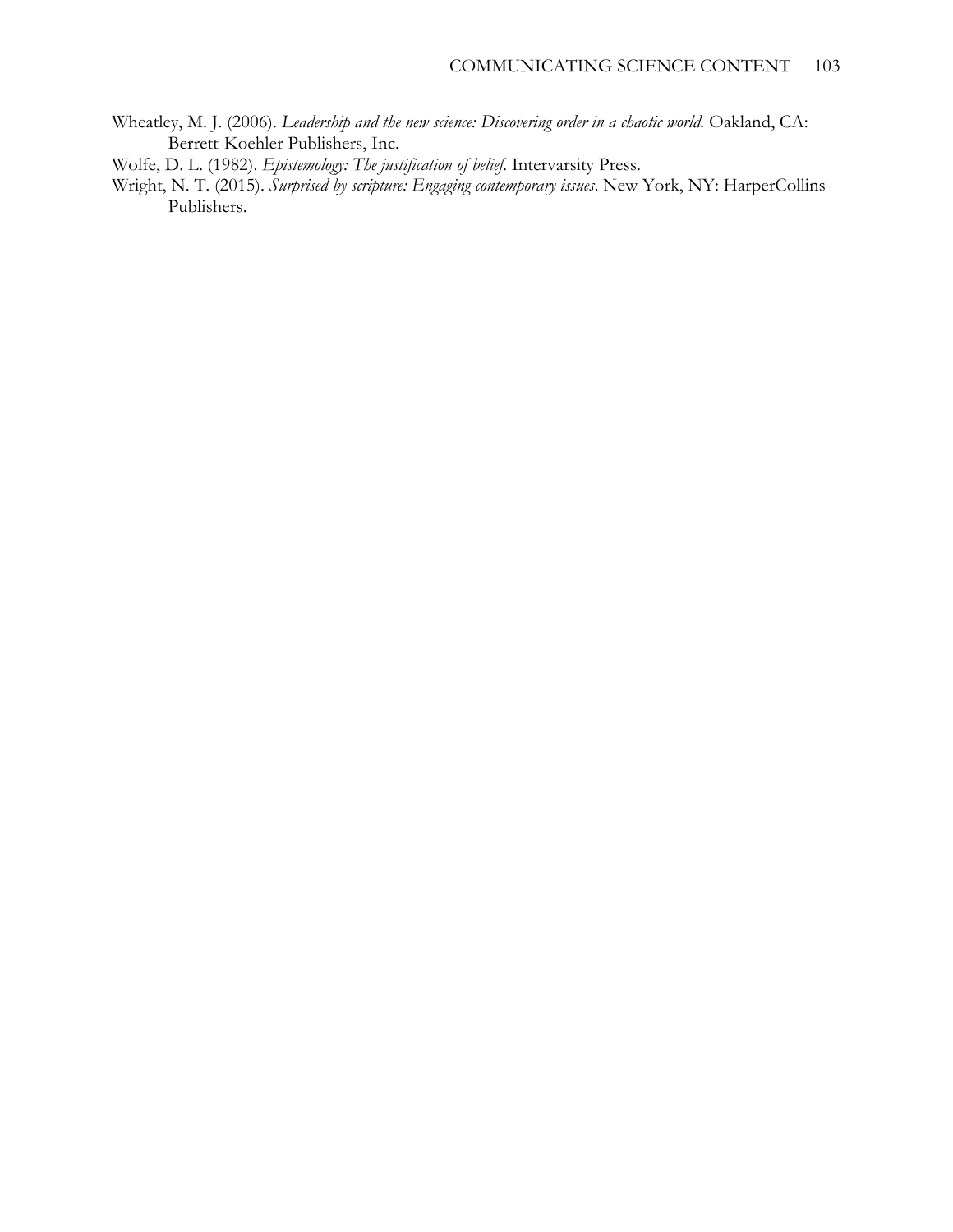Wheatley, M. J. (2006). *Leadership and the new science: Discovering order in a chaotic world.* Oakland, CA: Berrett-Koehler Publishers, Inc.

Wolfe, D. L. (1982). *Epistemology: The justification of belief*. Intervarsity Press.

Wright, N. T. (2015). *Surprised by scripture: Engaging contemporary issues*. New York, NY: HarperCollins Publishers.